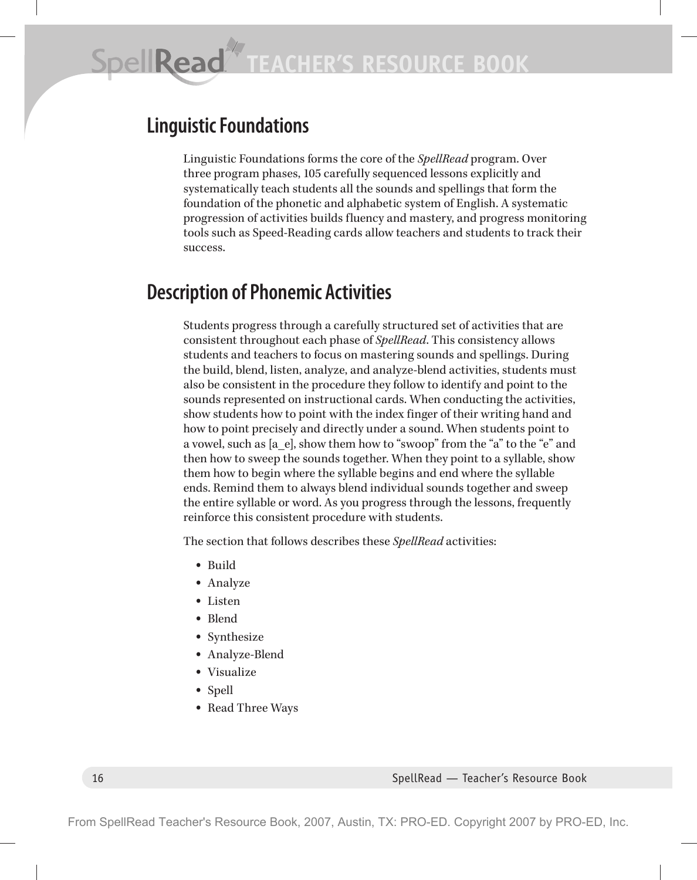## Linguistic Foundations

Linguistic Foundations forms the core of the *SpellRead* program. Over three program phases, 105 carefully sequenced lessons explicitly and systematically teach students all the sounds and spellings that form the foundation of the phonetic and alphabetic system of English. A systematic progression of activities builds fluency and mastery, and progress monitoring tools such as Speed-Reading cards allow teachers and students to track their success.

## Description of Phonemic Activities

Students progress through a carefully structured set of activities that are consistent throughout each phase of *SpellRead*. This consistency allows students and teachers to focus on mastering sounds and spellings. During the build, blend, listen, analyze, and analyze-blend activities, students must also be consistent in the procedure they follow to identify and point to the sounds represented on instructional cards. When conducting the activities, show students how to point with the index finger of their writing hand and how to point precisely and directly under a sound. When students point to a vowel, such as [a_e], show them how to "swoop" from the "a" to the "e" and then how to sweep the sounds together. When they point to a syllable, show them how to begin where the syllable begins and end where the syllable ends. Remind them to always blend individual sounds together and sweep the entire syllable or word. As you progress through the lessons, frequently reinforce this consistent procedure with students.

The section that follows describes these *SpellRead* activities:

- Build
- Analyze
- Listen
- Blend
- Synthesize
- Analyze-Blend
- Visualize
- Spell
- Read Three Ways

From SpellRead Teacher's Resource Book, 2007, Austin, TX: PRO-ED. Copyright 2007 by PRO-ED, Inc.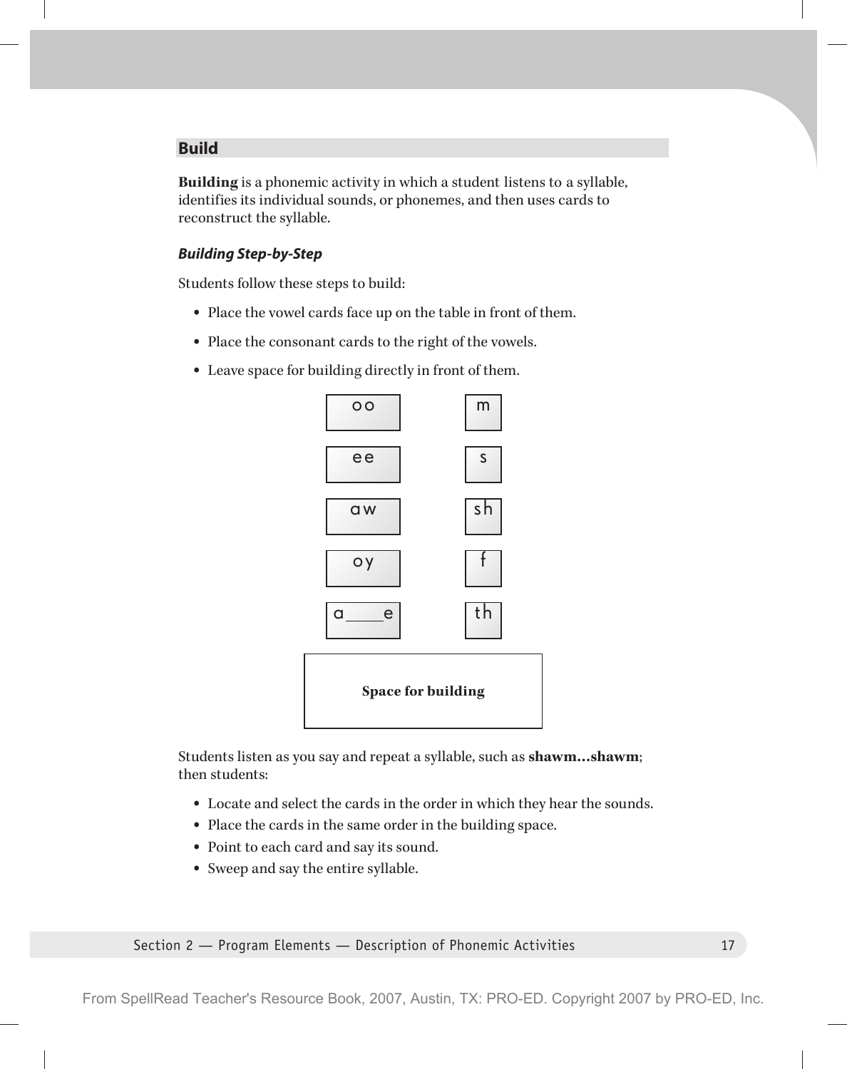## Build

**Building** is a phonemic activity in which a student listens to a syllable, identifies its individual sounds, or phonemes, and then uses cards to reconstruct the syllable.

### *Building Step-by-Step*

Students follow these steps to build:

- Place the vowel cards face up on the table in front of them.
- Place the consonant cards to the right of the vowels.
- Leave space for building directly in front of them.

| Vowels | Consonants |
|---|---|
| oo | m |
| ee | s |
| aw | sh |
| oy | f |
| a\_\_\_\_e | th |

**Space for building**

Students listen as you say and repeat a syllable, such as **shawm...shawm**; then students:

- Locate and select the cards in the order in which they hear the sounds.
- Place the cards in the same order in the building space.
- Point to each card and say its sound.
- Sweep and say the entire syllable.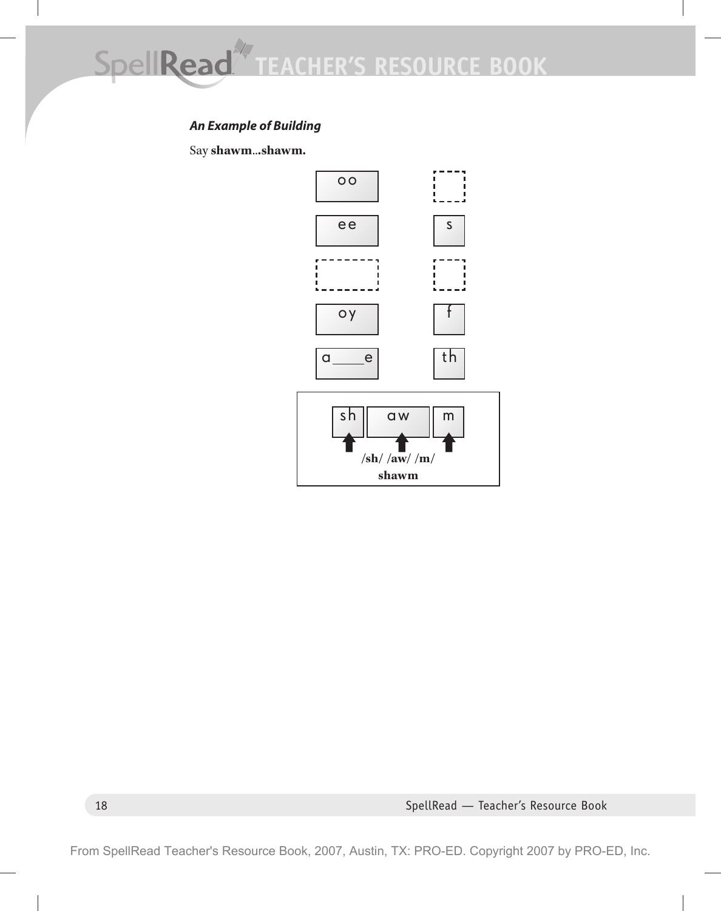***An Example of Building***

Say **shawm**...**shawm.**

| | |
|---|---|
| oo | |
| ee | s |
| | |
| oy | f |
| a\_\_\_\_e | th |

| sh | aw | m |
|---|---|---|

**/sh/ /aw/ /m/**

**shawm**

From SpellRead Teacher's Resource Book, 2007, Austin, TX: PRO-ED. Copyright 2007 by PRO-ED, Inc.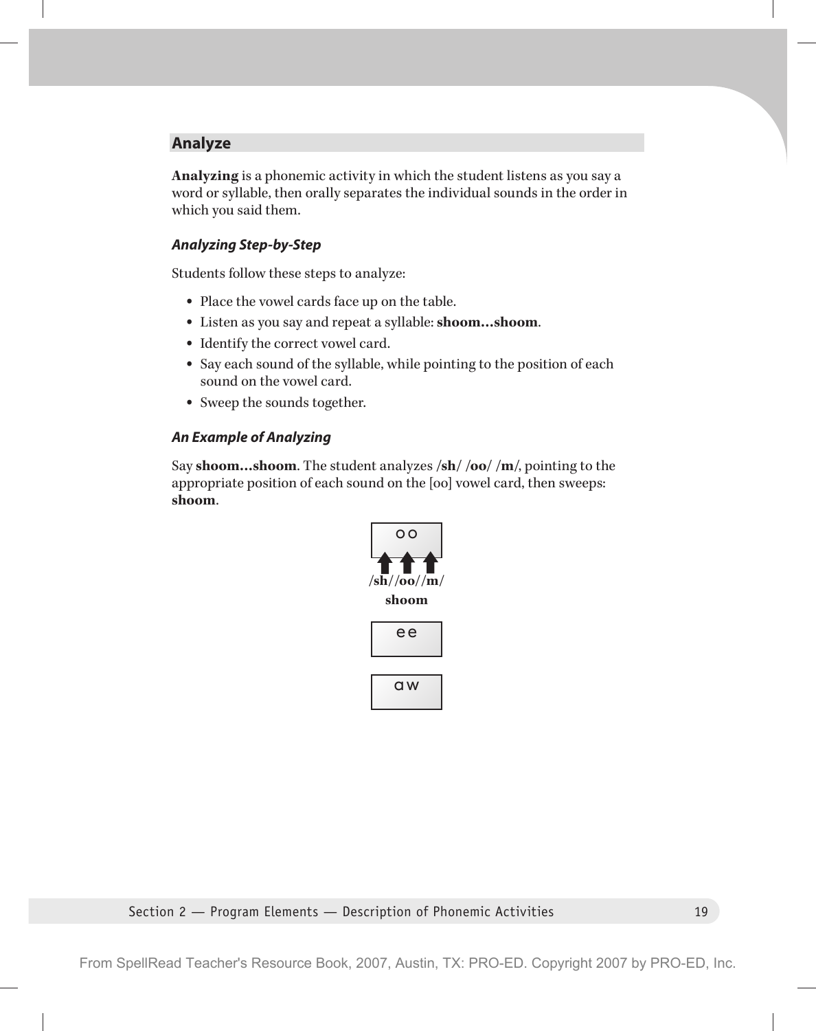## Analyze

**Analyzing** is a phonemic activity in which the student listens as you say a word or syllable, then orally separates the individual sounds in the order in which you said them.

### *Analyzing Step-by-Step*

Students follow these steps to analyze:

- Place the vowel cards face up on the table.
- Listen as you say and repeat a syllable: **shoom…shoom**.
- Identify the correct vowel card.
- Say each sound of the syllable, while pointing to the position of each sound on the vowel card.
- Sweep the sounds together.

### *An Example of Analyzing*

Say **shoom…shoom**. The student analyzes **/sh/ /oo/ /m/**, pointing to the appropriate position of each sound on the [oo] vowel card, then sweeps: **shoom**.

oo

**/sh//oo//m/**

**shoom**

ee

aw

From SpellRead Teacher's Resource Book, 2007, Austin, TX: PRO-ED. Copyright 2007 by PRO-ED, Inc.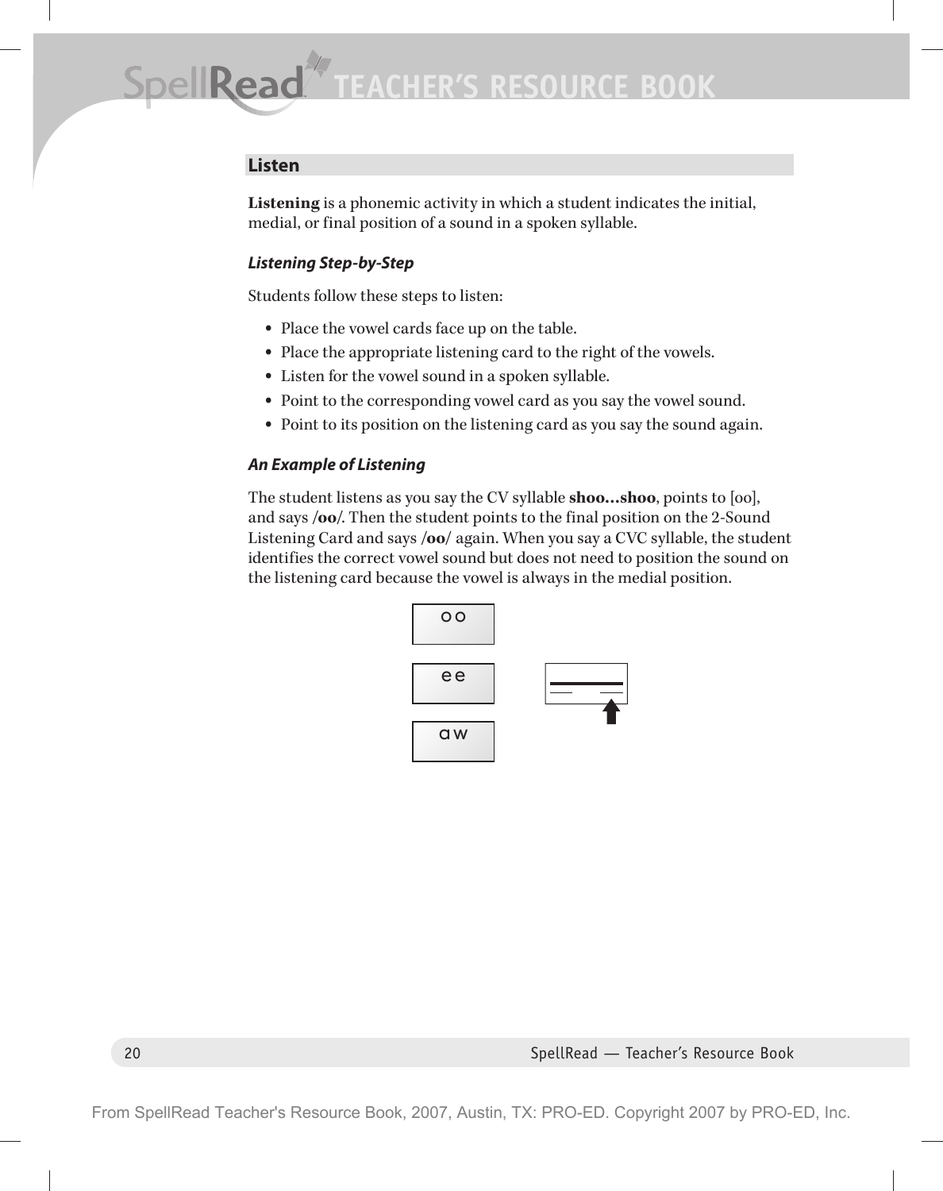## Listen

**Listening** is a phonemic activity in which a student indicates the initial, medial, or final position of a sound in a spoken syllable.

### *Listening Step-by-Step*

Students follow these steps to listen:

- Place the vowel cards face up on the table.
- Place the appropriate listening card to the right of the vowels.
- Listen for the vowel sound in a spoken syllable.
- Point to the corresponding vowel card as you say the vowel sound.
- Point to its position on the listening card as you say the sound again.

### *An Example of Listening*

The student listens as you say the CV syllable **shoo...shoo**, points to [oo], and says /**oo**/. Then the student points to the final position on the 2-Sound Listening Card and says /**oo**/ again. When you say a CVC syllable, the student identifies the correct vowel sound but does not need to position the sound on the listening card because the vowel is always in the medial position.

oo

ee

aw

From SpellRead Teacher's Resource Book, 2007, Austin, TX: PRO-ED. Copyright 2007 by PRO-ED, Inc.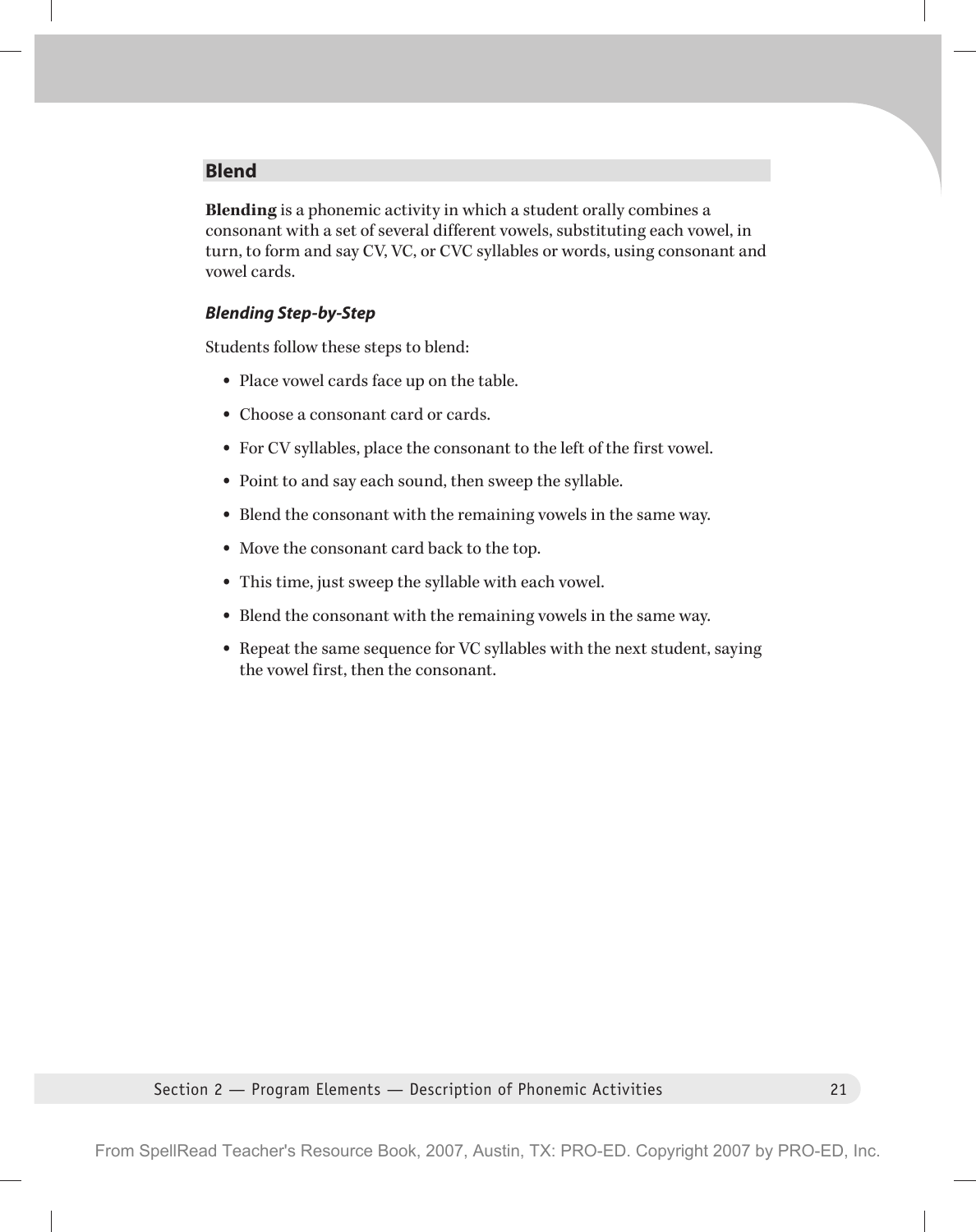## Blend

**Blending** is a phonemic activity in which a student orally combines a consonant with a set of several different vowels, substituting each vowel, in turn, to form and say CV, VC, or CVC syllables or words, using consonant and vowel cards.

### *Blending Step-by-Step*

Students follow these steps to blend:

- Place vowel cards face up on the table.
- Choose a consonant card or cards.
- For CV syllables, place the consonant to the left of the first vowel.
- Point to and say each sound, then sweep the syllable.
- Blend the consonant with the remaining vowels in the same way.
- Move the consonant card back to the top.
- This time, just sweep the syllable with each vowel.
- Blend the consonant with the remaining vowels in the same way.
- Repeat the same sequence for VC syllables with the next student, saying the vowel first, then the consonant.

From SpellRead Teacher's Resource Book, 2007, Austin, TX: PRO-ED. Copyright 2007 by PRO-ED, Inc.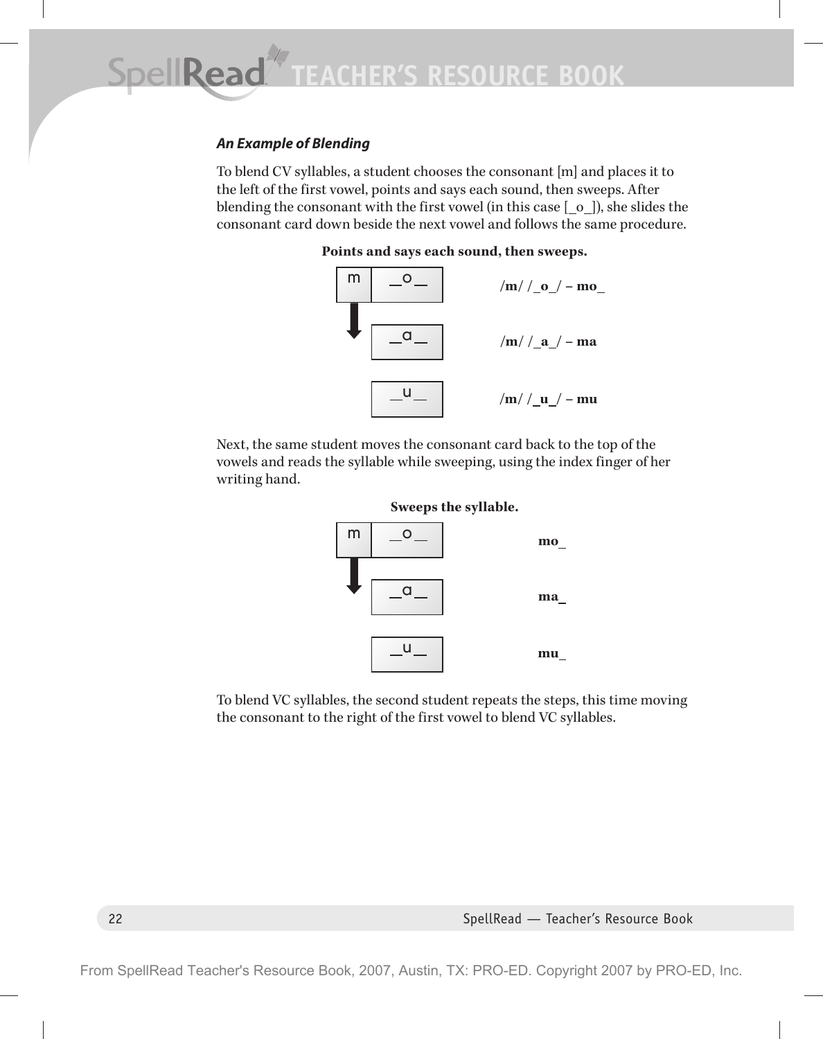### *An Example of Blending*

To blend CV syllables, a student chooses the consonant [m] and places it to the left of the first vowel, points and says each sound, then sweeps. After blending the consonant with the first vowel (in this case [_o_]), she slides the consonant card down beside the next vowel and follows the same procedure.

**Points and says each sound, then sweeps.**

| | | |
|---|---|---|
| m | _o_ | **/m/ /_o_/ – mo_** |
| ↓ | _a_ | **/m/ /_a_/ – ma** |
| | _u_ | **/m/ /_u_/ – mu** |

Next, the same student moves the consonant card back to the top of the vowels and reads the syllable while sweeping, using the index finger of her writing hand.

**Sweeps the syllable.**

| | | |
|---|---|---|
| m | _o_ | **mo_** |
| ↓ | _a_ | **ma_** |
| | _u_ | **mu_** |

To blend VC syllables, the second student repeats the steps, this time moving the consonant to the right of the first vowel to blend VC syllables.

From SpellRead Teacher's Resource Book, 2007, Austin, TX: PRO-ED. Copyright 2007 by PRO-ED, Inc.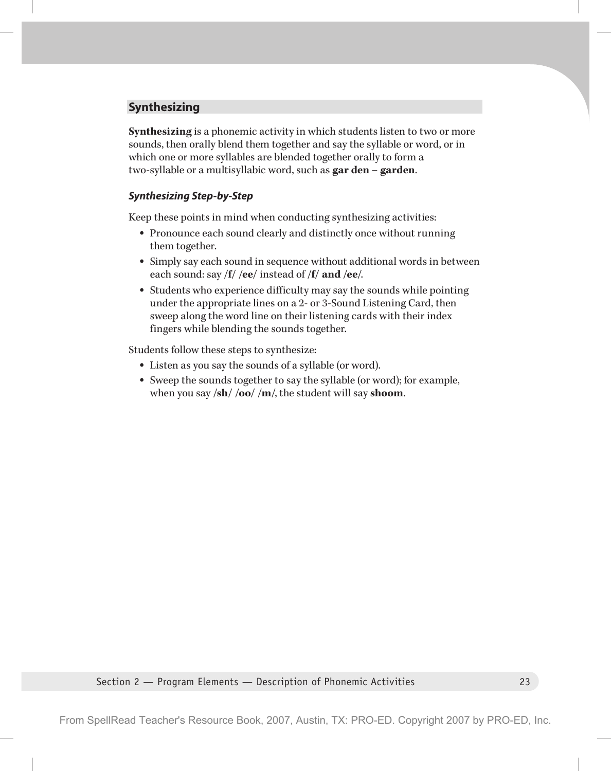## Synthesizing

**Synthesizing** is a phonemic activity in which students listen to two or more sounds, then orally blend them together and say the syllable or word, or in which one or more syllables are blended together orally to form a two-syllable or a multisyllabic word, such as **gar den – garden**.

### *Synthesizing Step-by-Step*

Keep these points in mind when conducting synthesizing activities:

- Pronounce each sound clearly and distinctly once without running them together.
- Simply say each sound in sequence without additional words in between each sound: say **/f/ /ee/** instead of **/f/ and /ee/**.
- Students who experience difficulty may say the sounds while pointing under the appropriate lines on a 2- or 3-Sound Listening Card, then sweep along the word line on their listening cards with their index fingers while blending the sounds together.

Students follow these steps to synthesize:

- Listen as you say the sounds of a syllable (or word).
- Sweep the sounds together to say the syllable (or word); for example, when you say **/sh/ /oo/ /m/**, the student will say **shoom**.

From SpellRead Teacher's Resource Book, 2007, Austin, TX: PRO-ED. Copyright 2007 by PRO-ED, Inc.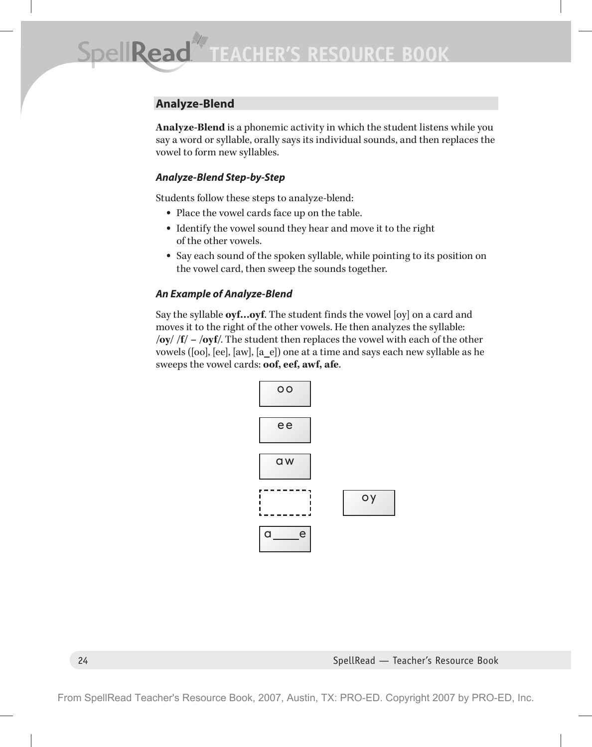## Analyze-Blend

**Analyze-Blend** is a phonemic activity in which the student listens while you say a word or syllable, orally says its individual sounds, and then replaces the vowel to form new syllables.

### *Analyze-Blend Step-by-Step*

Students follow these steps to analyze-blend:

- Place the vowel cards face up on the table.
- Identify the vowel sound they hear and move it to the right of the other vowels.
- Say each sound of the spoken syllable, while pointing to its position on the vowel card, then sweep the sounds together.

### *An Example of Analyze-Blend*

Say the syllable **oyf…oyf**. The student finds the vowel [oy] on a card and moves it to the right of the other vowels. He then analyzes the syllable: **/oy/ /f/** – **/oyf/**. The student then replaces the vowel with each of the other vowels ([oo], [ee], [aw], [a_e]) one at a time and says each new syllable as he sweeps the vowel cards: **oof, eef, awf, afe**.

oo

ee

aw

[ ] oy

a___e

From SpellRead Teacher's Resource Book, 2007, Austin, TX: PRO-ED. Copyright 2007 by PRO-ED, Inc.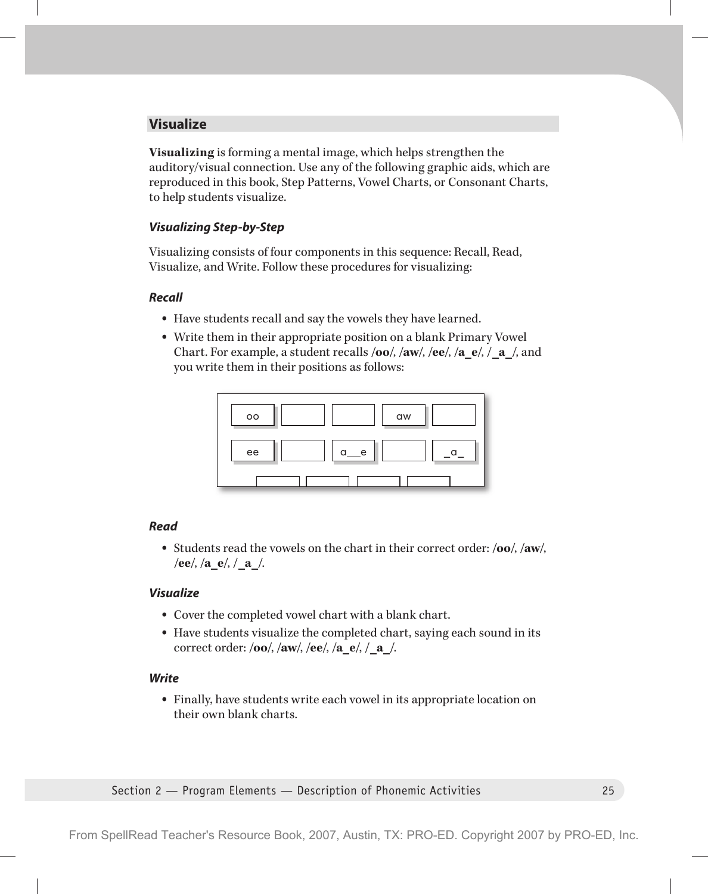## Visualize

**Visualizing** is forming a mental image, which helps strengthen the auditory/visual connection. Use any of the following graphic aids, which are reproduced in this book, Step Patterns, Vowel Charts, or Consonant Charts, to help students visualize.

### *Visualizing Step-by-Step*

Visualizing consists of four components in this sequence: Recall, Read, Visualize, and Write. Follow these procedures for visualizing:

#### *Recall*

- Have students recall and say the vowels they have learned.
- Write them in their appropriate position on a blank Primary Vowel Chart. For example, a student recalls **/oo/**, **/aw/**, **/ee/**, **/a_e/**, **/_a_/**, and you write them in their positions as follows:

| | | | | |
|---|---|---|---|---|
| oo | | | aw | |
| ee | | a__e | | _a_ |

#### *Read*

- Students read the vowels on the chart in their correct order: **/oo/**, **/aw/**, **/ee/**, **/a_e/**, **/_a_/**.

#### *Visualize*

- Cover the completed vowel chart with a blank chart.
- Have students visualize the completed chart, saying each sound in its correct order: **/oo/**, **/aw/**, **/ee/**, **/a_e/**, **/_a_/**.

#### *Write*

- Finally, have students write each vowel in its appropriate location on their own blank charts.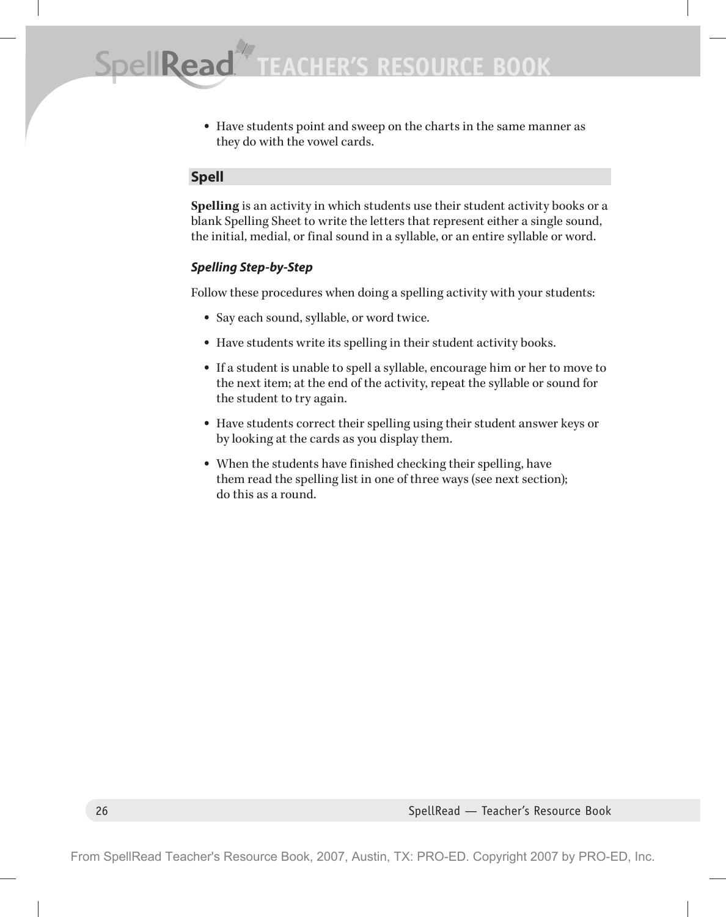- Have students point and sweep on the charts in the same manner as they do with the vowel cards.

## Spell

**Spelling** is an activity in which students use their student activity books or a blank Spelling Sheet to write the letters that represent either a single sound, the initial, medial, or final sound in a syllable, or an entire syllable or word.

### *Spelling Step-by-Step*

Follow these procedures when doing a spelling activity with your students:

- Say each sound, syllable, or word twice.
- Have students write its spelling in their student activity books.
- If a student is unable to spell a syllable, encourage him or her to move to the next item; at the end of the activity, repeat the syllable or sound for the student to try again.
- Have students correct their spelling using their student answer keys or by looking at the cards as you display them.
- When the students have finished checking their spelling, have them read the spelling list in one of three ways (see next section); do this as a round.

From SpellRead Teacher's Resource Book, 2007, Austin, TX: PRO-ED. Copyright 2007 by PRO-ED, Inc.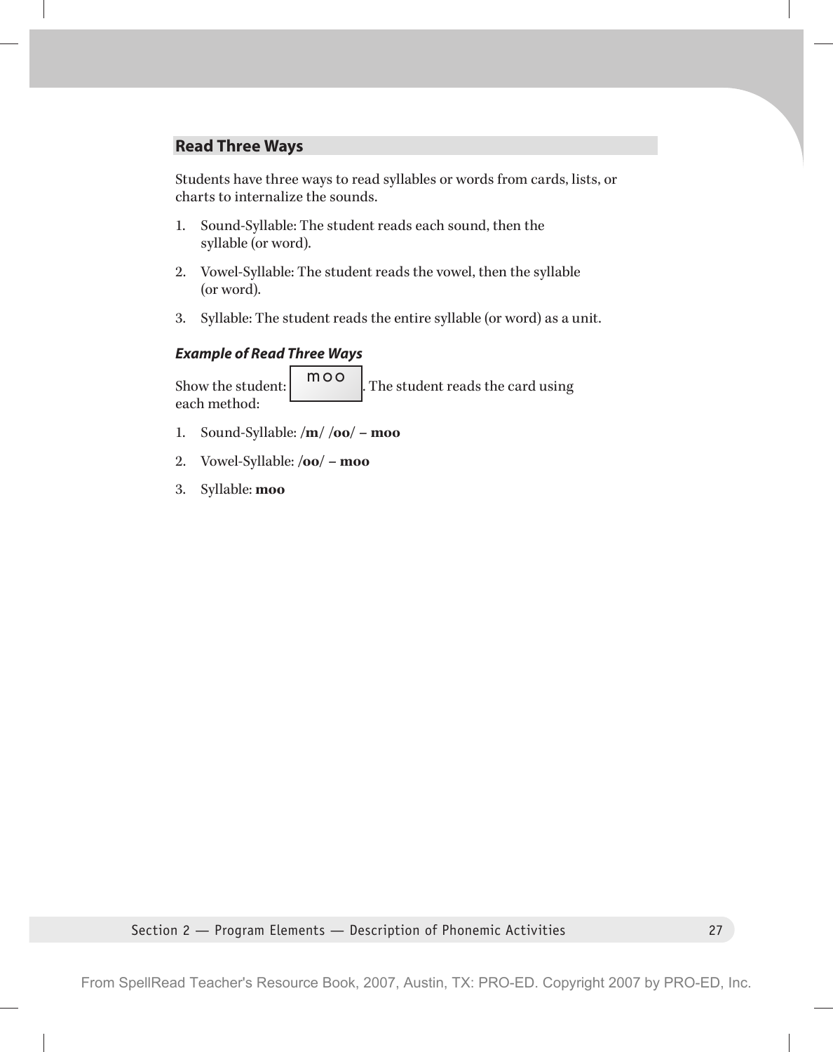## Read Three Ways

Students have three ways to read syllables or words from cards, lists, or charts to internalize the sounds.

1. Sound-Syllable: The student reads each sound, then the syllable (or word).
2. Vowel-Syllable: The student reads the vowel, then the syllable (or word).
3. Syllable: The student reads the entire syllable (or word) as a unit.

### *Example of Read Three Ways*

Show the student: moo. The student reads the card using each method:

1. Sound-Syllable: **/m/ /oo/ – moo**
2. Vowel-Syllable: **/oo/ – moo**
3. Syllable: **moo**

From SpellRead Teacher's Resource Book, 2007, Austin, TX: PRO-ED. Copyright 2007 by PRO-ED, Inc.